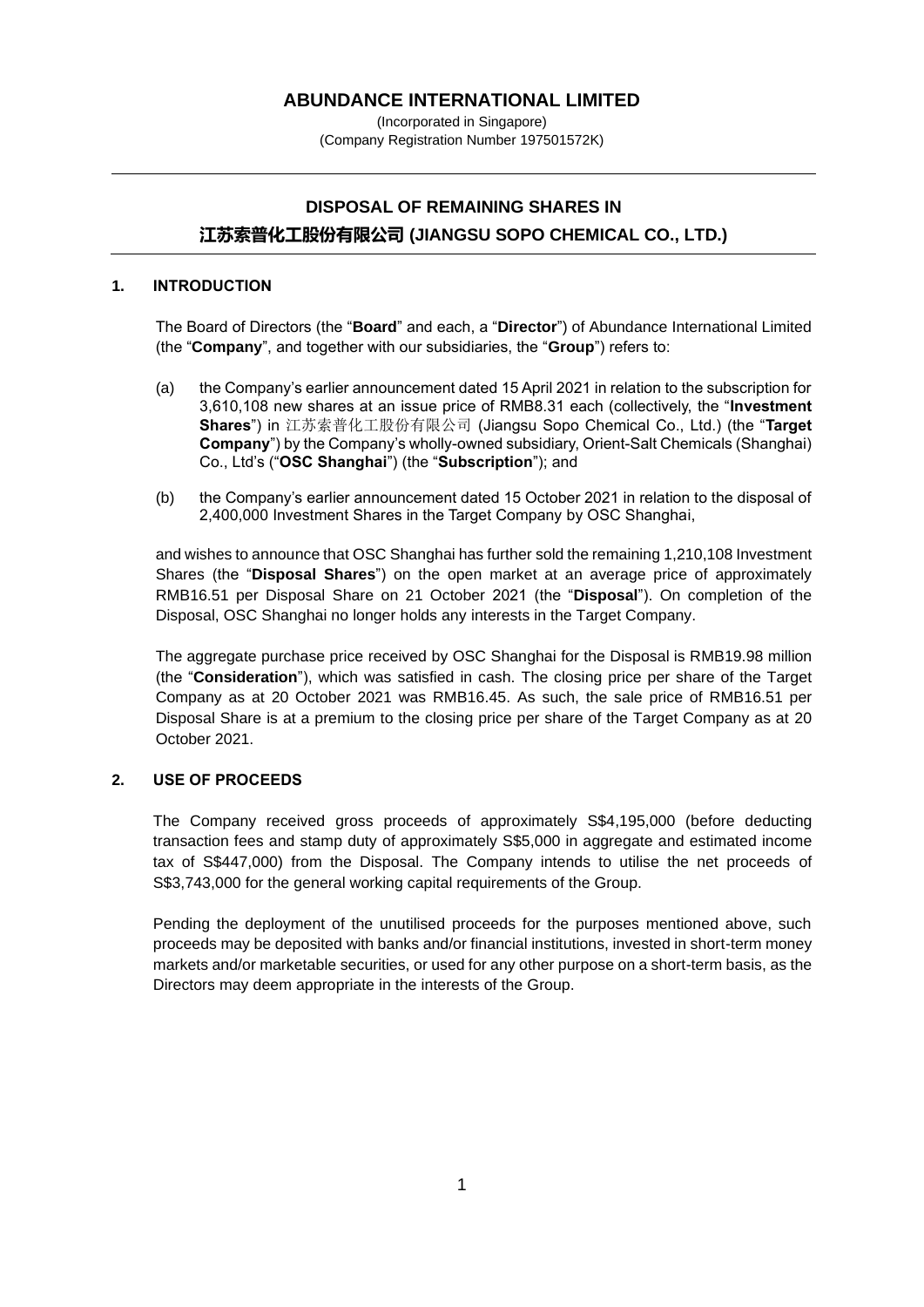# ABUNDANCE INTERNATIONAL LIMITED

(Incorporated in Singapore)
(Company Registration Number 197501572K)

---

## DISPOSAL OF REMAINING SHARES IN 江苏索普化工股份有限公司 (JIANGSU SOPO CHEMICAL CO., LTD.)

---

### 1. INTRODUCTION

The Board of Directors (the "**Board**" and each, a "**Director**") of Abundance International Limited (the "**Company**", and together with our subsidiaries, the "**Group**") refers to:

(a) the Company's earlier announcement dated 15 April 2021 in relation to the subscription for 3,610,108 new shares at an issue price of RMB8.31 each (collectively, the "**Investment Shares**") in 江苏索普化工股份有限公司 (Jiangsu Sopo Chemical Co., Ltd.) (the "**Target Company**") by the Company's wholly-owned subsidiary, Orient-Salt Chemicals (Shanghai) Co., Ltd's ("**OSC Shanghai**") (the "**Subscription**"); and

(b) the Company's earlier announcement dated 15 October 2021 in relation to the disposal of 2,400,000 Investment Shares in the Target Company by OSC Shanghai,

and wishes to announce that OSC Shanghai has further sold the remaining 1,210,108 Investment Shares (the "**Disposal Shares**") on the open market at an average price of approximately RMB16.51 per Disposal Share on 21 October 2021 (the "**Disposal**"). On completion of the Disposal, OSC Shanghai no longer holds any interests in the Target Company.

The aggregate purchase price received by OSC Shanghai for the Disposal is RMB19.98 million (the "**Consideration**"), which was satisfied in cash. The closing price per share of the Target Company as at 20 October 2021 was RMB16.45. As such, the sale price of RMB16.51 per Disposal Share is at a premium to the closing price per share of the Target Company as at 20 October 2021.

### 2. USE OF PROCEEDS

The Company received gross proceeds of approximately S$4,195,000 (before deducting transaction fees and stamp duty of approximately S$5,000 in aggregate and estimated income tax of S$447,000) from the Disposal. The Company intends to utilise the net proceeds of S$3,743,000 for the general working capital requirements of the Group.

Pending the deployment of the unutilised proceeds for the purposes mentioned above, such proceeds may be deposited with banks and/or financial institutions, invested in short-term money markets and/or marketable securities, or used for any other purpose on a short-term basis, as the Directors may deem appropriate in the interests of the Group.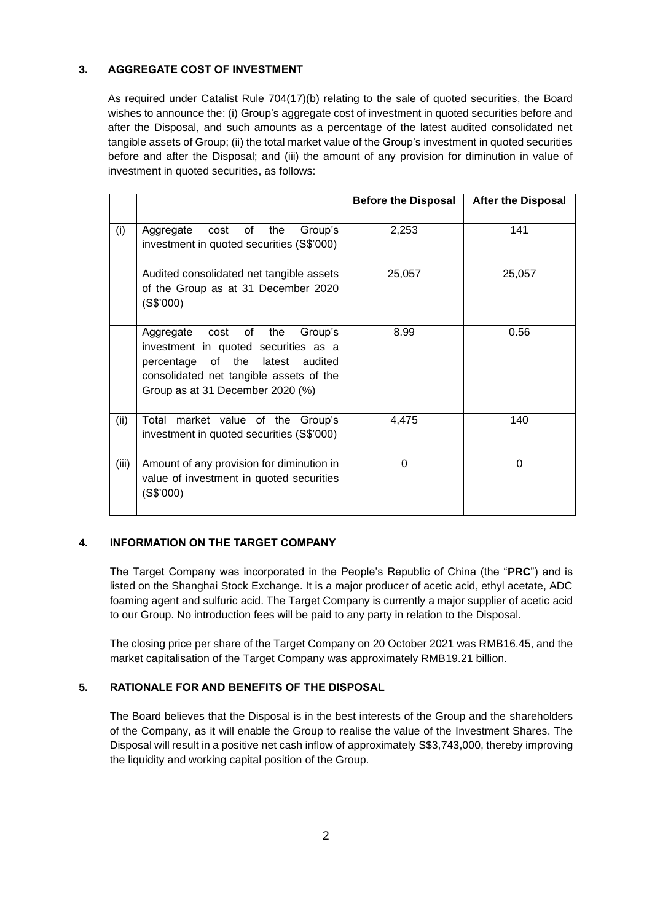## 3. AGGREGATE COST OF INVESTMENT

As required under Catalist Rule 704(17)(b) relating to the sale of quoted securities, the Board wishes to announce the: (i) Group's aggregate cost of investment in quoted securities before and after the Disposal, and such amounts as a percentage of the latest audited consolidated net tangible assets of Group; (ii) the total market value of the Group's investment in quoted securities before and after the Disposal; and (iii) the amount of any provision for diminution in value of investment in quoted securities, as follows:

| | | Before the Disposal | After the Disposal |
|---|---|---|---|
| (i) | Aggregate cost of the Group's investment in quoted securities (S$'000) | 2,253 | 141 |
| | Audited consolidated net tangible assets of the Group as at 31 December 2020 (S$'000) | 25,057 | 25,057 |
| | Aggregate cost of the Group's investment in quoted securities as a percentage of the latest audited consolidated net tangible assets of the Group as at 31 December 2020 (%) | 8.99 | 0.56 |
| (ii) | Total market value of the Group's investment in quoted securities (S$'000) | 4,475 | 140 |
| (iii) | Amount of any provision for diminution in value of investment in quoted securities (S$'000) | 0 | 0 |

## 4. INFORMATION ON THE TARGET COMPANY

The Target Company was incorporated in the People's Republic of China (the "**PRC**") and is listed on the Shanghai Stock Exchange. It is a major producer of acetic acid, ethyl acetate, ADC foaming agent and sulfuric acid. The Target Company is currently a major supplier of acetic acid to our Group. No introduction fees will be paid to any party in relation to the Disposal.

The closing price per share of the Target Company on 20 October 2021 was RMB16.45, and the market capitalisation of the Target Company was approximately RMB19.21 billion.

## 5. RATIONALE FOR AND BENEFITS OF THE DISPOSAL

The Board believes that the Disposal is in the best interests of the Group and the shareholders of the Company, as it will enable the Group to realise the value of the Investment Shares. The Disposal will result in a positive net cash inflow of approximately S$3,743,000, thereby improving the liquidity and working capital position of the Group.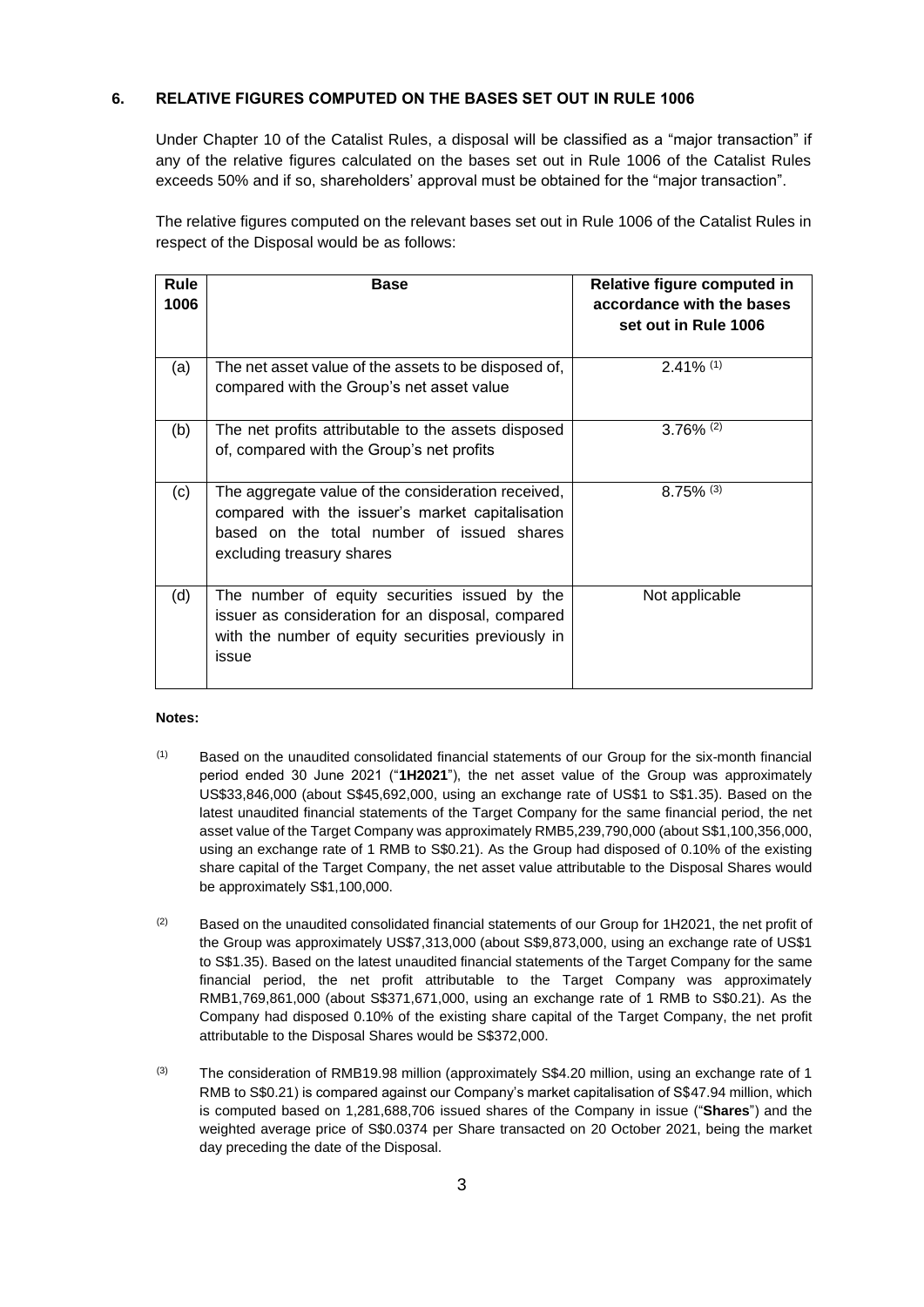## 6. RELATIVE FIGURES COMPUTED ON THE BASES SET OUT IN RULE 1006

Under Chapter 10 of the Catalist Rules, a disposal will be classified as a "major transaction" if any of the relative figures calculated on the bases set out in Rule 1006 of the Catalist Rules exceeds 50% and if so, shareholders' approval must be obtained for the "major transaction".

The relative figures computed on the relevant bases set out in Rule 1006 of the Catalist Rules in respect of the Disposal would be as follows:

| Rule 1006 | Base | Relative figure computed in accordance with the bases set out in Rule 1006 |
|---|---|---|
| (a) | The net asset value of the assets to be disposed of, compared with the Group's net asset value | 2.41% (1) |
| (b) | The net profits attributable to the assets disposed of, compared with the Group's net profits | 3.76% (2) |
| (c) | The aggregate value of the consideration received, compared with the issuer's market capitalisation based on the total number of issued shares excluding treasury shares | 8.75% (3) |
| (d) | The number of equity securities issued by the issuer as consideration for an disposal, compared with the number of equity securities previously in issue | Not applicable |

**Notes:**

(1) Based on the unaudited consolidated financial statements of our Group for the six-month financial period ended 30 June 2021 ("**1H2021**"), the net asset value of the Group was approximately US$33,846,000 (about S$45,692,000, using an exchange rate of US$1 to S$1.35). Based on the latest unaudited financial statements of the Target Company for the same financial period, the net asset value of the Target Company was approximately RMB5,239,790,000 (about S$1,100,356,000, using an exchange rate of 1 RMB to S$0.21). As the Group had disposed of 0.10% of the existing share capital of the Target Company, the net asset value attributable to the Disposal Shares would be approximately S$1,100,000.

(2) Based on the unaudited consolidated financial statements of our Group for 1H2021, the net profit of the Group was approximately US$7,313,000 (about S$9,873,000, using an exchange rate of US$1 to S$1.35). Based on the latest unaudited financial statements of the Target Company for the same financial period, the net profit attributable to the Target Company was approximately RMB1,769,861,000 (about S$371,671,000, using exchange rate of 1 RMB to S$0.21). As the Company had disposed 0.10% of the existing share capital of the Target Company, the net profit attributable to the Disposal Shares would be S$372,000.

(3) The consideration of RMB19.98 million (approximately S$4.20 million, using an exchange rate of 1 RMB to S$0.21) is compared against our Company's market capitalisation of S$47.94 million, which is computed based on 1,281,688,706 issued shares of the Company in issue ("**Shares**") and the weighted average price of S$0.0374 per Share transacted on 20 October 2021, being the market day preceding the date of the Disposal.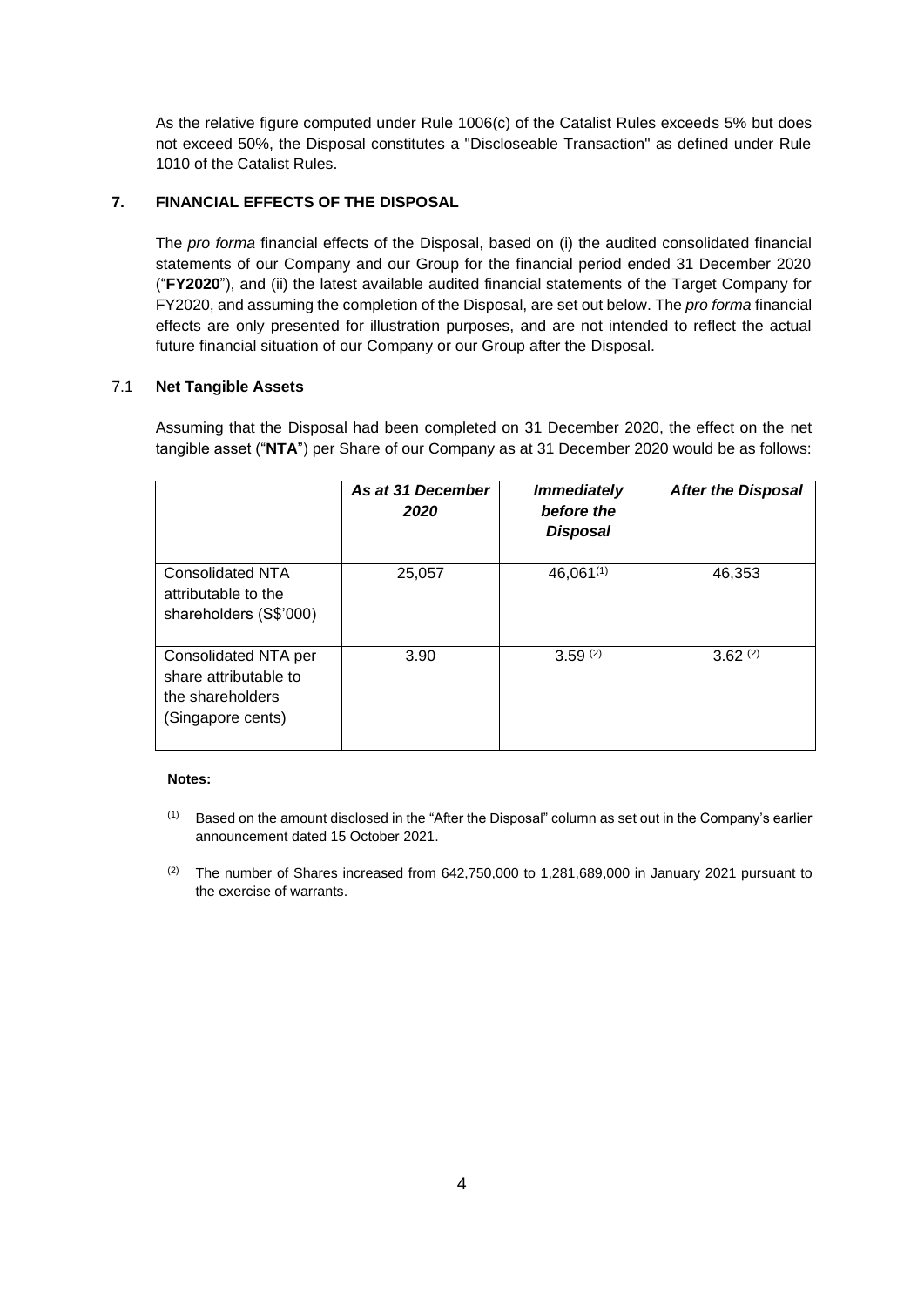As the relative figure computed under Rule 1006(c) of the Catalist Rules exceeds 5% but does not exceed 50%, the Disposal constitutes a "Discloseable Transaction" as defined under Rule 1010 of the Catalist Rules.

## 7. FINANCIAL EFFECTS OF THE DISPOSAL

The *pro forma* financial effects of the Disposal, based on (i) the audited consolidated financial statements of our Company and our Group for the financial period ended 31 December 2020 ("**FY2020**"), and (ii) the latest available audited financial statements of the Target Company for FY2020, and assuming the completion of the Disposal, are set out below. The *pro forma* financial effects are only presented for illustration purposes, and are not intended to reflect the actual future financial situation of our Company or our Group after the Disposal.

### 7.1 Net Tangible Assets

Assuming that the Disposal had been completed on 31 December 2020, the effect on the net tangible asset ("**NTA**") per Share of our Company as at 31 December 2020 would be as follows:

| | ***As at 31 December 2020*** | ***Immediately before the Disposal*** | ***After the Disposal*** |
|---|---|---|---|
| Consolidated NTA attributable to the shareholders (S$'000) | 25,057 | 46,061[(1)] | 46,353 |
| Consolidated NTA per share attributable to the shareholders (Singapore cents) | 3.90 | 3.59 [(2)] | 3.62 [(2)] |

**Notes:**

(1) Based on the amount disclosed in the "After the Disposal" column as set out in the Company's earlier announcement dated 15 October 2021.

(2) The number of Shares increased from 642,750,000 to 1,281,689,000 in January 2021 pursuant to the exercise of warrants.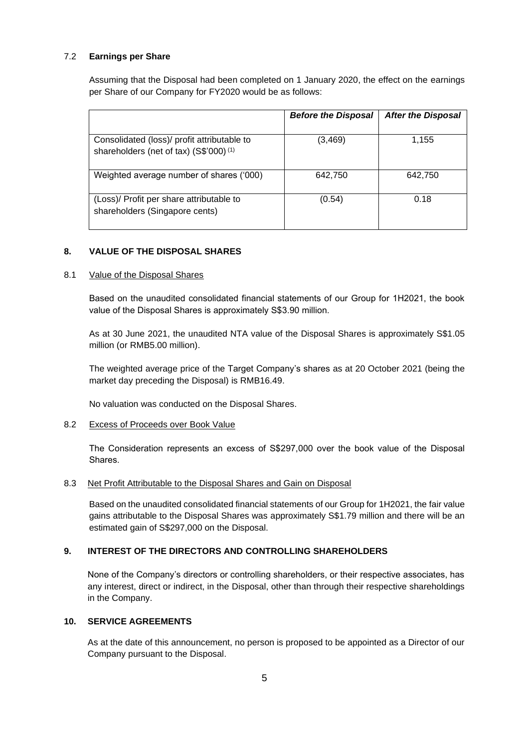### 7.2 Earnings per Share

Assuming that the Disposal had been completed on 1 January 2020, the effect on the earnings per Share of our Company for FY2020 would be as follows:

| | ***Before the Disposal*** | ***After the Disposal*** |
|---|---|---|
| Consolidated (loss)/ profit attributable to shareholders (net of tax) (S$'000) [(1)] | (3,469) | 1,155 |
| Weighted average number of shares ('000) | 642,750 | 642,750 |
| (Loss)/ Profit per share attributable to shareholders (Singapore cents) | (0.54) | 0.18 |

## 8. VALUE OF THE DISPOSAL SHARES

### 8.1 Value of the Disposal Shares

Based on the unaudited consolidated financial statements of our Group for 1H2021, the book value of the Disposal Shares is approximately S$3.90 million.

As at 30 June 2021, the unaudited NTA value of the Disposal Shares is approximately S$1.05 million (or RMB5.00 million).

The weighted average price of the Target Company's shares as at 20 October 2021 (being the market day preceding the Disposal) is RMB16.49.

No valuation was conducted on the Disposal Shares.

### 8.2 Excess of Proceeds over Book Value

The Consideration represents an excess of S$297,000 over the book value of the Disposal Shares.

### 8.3 Net Profit Attributable to the Disposal Shares and Gain on Disposal

Based on the unaudited consolidated financial statements of our Group for 1H2021, the fair value gains attributable to the Disposal Shares was approximately S$1.79 million and there will be an estimated gain of S$297,000 on the Disposal.

## 9. INTEREST OF THE DIRECTORS AND CONTROLLING SHAREHOLDERS

None of the Company's directors or controlling shareholders, or their respective associates, has any interest, direct or indirect, in the Disposal, other than through their respective shareholdings in the Company.

## 10. SERVICE AGREEMENTS

As at the date of this announcement, no person is proposed to be appointed as a Director of our Company pursuant to the Disposal.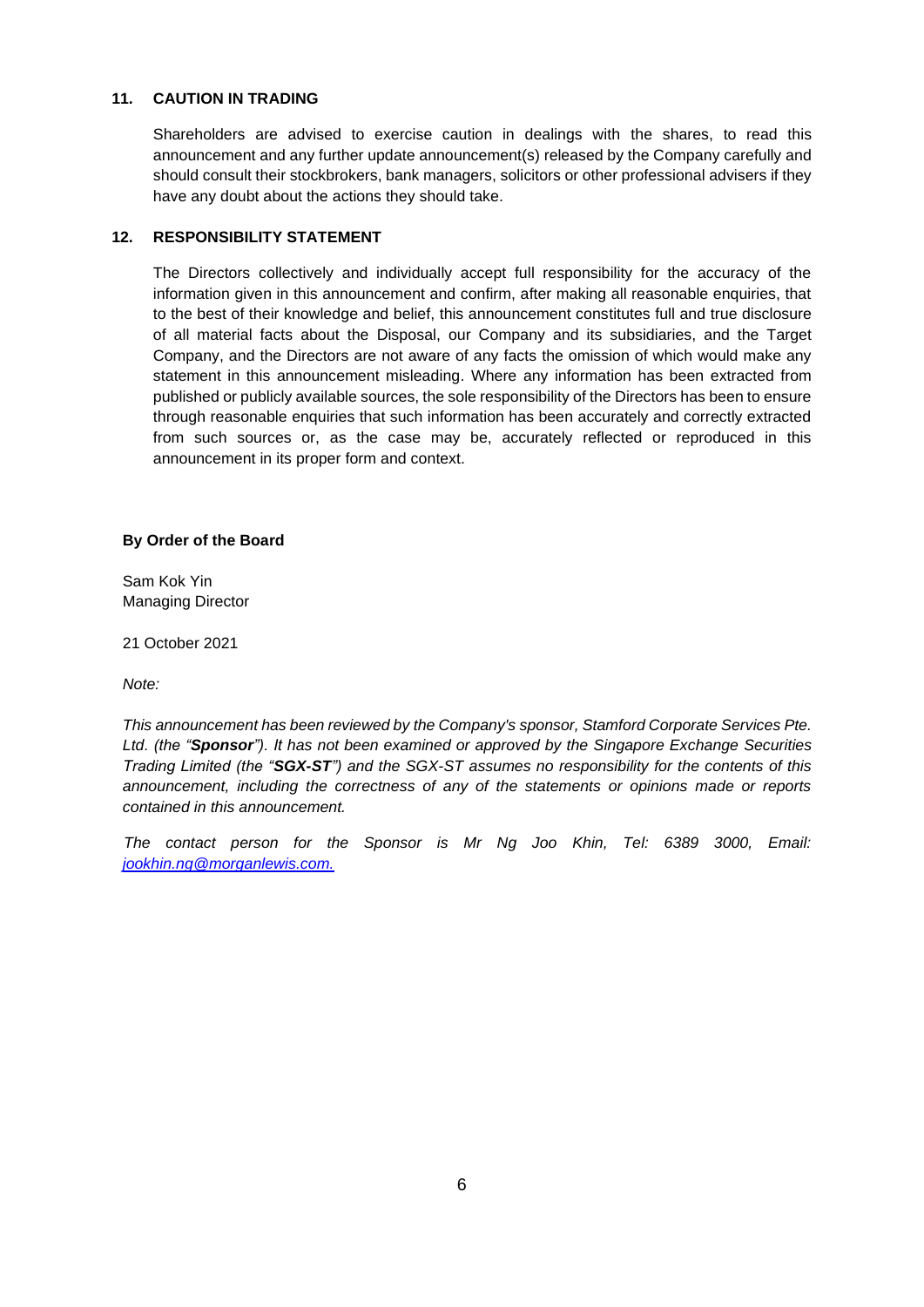## 11. CAUTION IN TRADING

Shareholders are advised to exercise caution in dealings with the shares, to read this announcement and any further update announcement(s) released by the Company carefully and should consult their stockbrokers, bank managers, solicitors or other professional advisers if they have any doubt about the actions they should take.

## 12. RESPONSIBILITY STATEMENT

The Directors collectively and individually accept full responsibility for the accuracy of the information given in this announcement and confirm, after making all reasonable enquiries, that to the best of their knowledge and belief, this announcement constitutes full and true disclosure of all material facts about the Disposal, our Company and its subsidiaries, and the Target Company, and the Directors are not aware of any facts the omission of which would make any statement in this announcement misleading. Where any information has been extracted from published or publicly available sources, the sole responsibility of the Directors has been to ensure through reasonable enquiries that such information has been accurately and correctly extracted from such sources or, as the case may be, accurately reflected or reproduced in this announcement in its proper form and context.

**By Order of the Board**

Sam Kok Yin
Managing Director

21 October 2021

*Note:*

*This announcement has been reviewed by the Company's sponsor, Stamford Corporate Services Pte. Ltd. (the "**Sponsor**"). It has not been examined or approved by the Singapore Exchange Securities Trading Limited (the "**SGX-ST**") and the SGX-ST assumes no responsibility for the contents of this announcement, including the correctness of any of the statements or opinions made or reports contained in this announcement.*

*The contact person for the Sponsor is Mr Ng Joo Khin, Tel: 6389 3000, Email: jookhin.ng@morganlewis.com.*